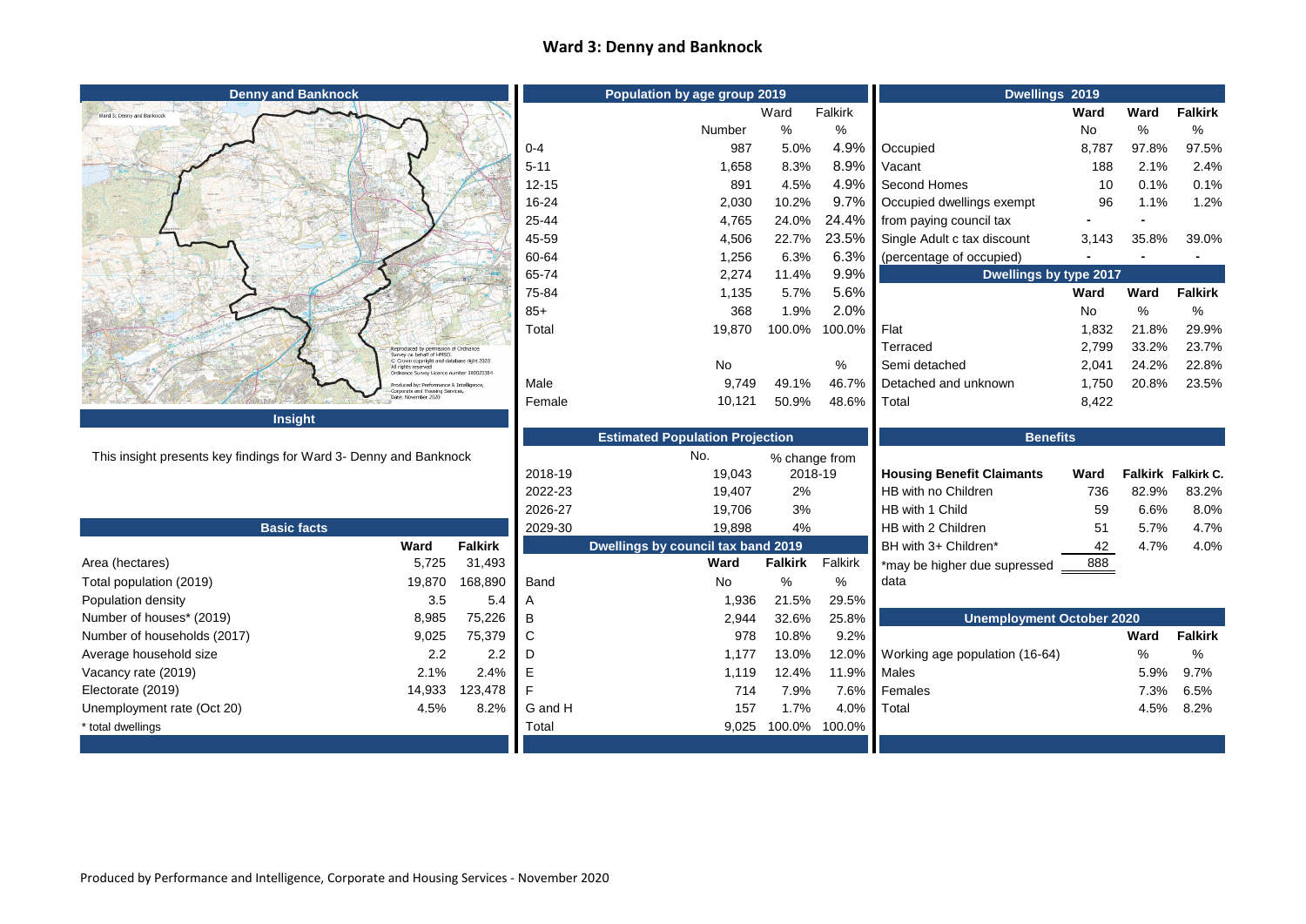# Ward 3: Denny and Banknock

## Denny and Banknock

Ward 3: Denny and Banknock

Reproduced by permission of Ordnance Survey on behalf of HMSO. © Crown copyright and database right 2020. All rights reserved. Ordnance Survey Licence number 100023384

Produced by: Performance & Intelligence, Corporate and Housing Services, Date: November 2020

## Insight

This insight presents key findings for Ward 3- Denny and Banknock

## Basic facts

| | Ward | Falkirk |
|---|---|---|
| Area (hectares) | 5,725 | 31,493 |
| Total population (2019) | 19,870 | 168,890 |
| Population density | 3.5 | 5.4 |
| Number of houses* (2019) | 8,985 | 75,226 |
| Number of households (2017) | 9,025 | 75,379 |
| Average household size | 2.2 | 2.2 |
| Vacancy rate (2019) | 2.1% | 2.4% |
| Electorate (2019) | 14,933 | 123,478 |
| Unemployment rate (Oct 20) | 4.5% | 8.2% |

\* total dwellings

## Population by age group 2019

| | Number | Ward % | Falkirk % |
|---|---|---|---|
| 0-4 | 987 | 5.0% | 4.9% |
| 5-11 | 1,658 | 8.3% | 8.9% |
| 12-15 | 891 | 4.5% | 4.9% |
| 16-24 | 2,030 | 10.2% | 9.7% |
| 25-44 | 4,765 | 24.0% | 24.4% |
| 45-59 | 4,506 | 22.7% | 23.5% |
| 60-64 | 1,256 | 6.3% | 6.3% |
| 65-74 | 2,274 | 11.4% | 9.9% |
| 75-84 | 1,135 | 5.7% | 5.6% |
| 85+ | 368 | 1.9% | 2.0% |
| Total | 19,870 | 100.0% | 100.0% |

| | No | Ward % | Falkirk % |
|---|---|---|---|
| Male | 9,749 | 49.1% | 46.7% |
| Female | 10,121 | 50.9% | 48.6% |

## Estimated Population Projection

| | No. | % change from 2018-19 |
|---|---|---|
| 2018-19 | 19,043 | |
| 2022-23 | 19,407 | 2% |
| 2026-27 | 19,706 | 3% |
| 2029-30 | 19,898 | 4% |

## Dwellings by council tax band 2019

| Band | Ward No | Falkirk % | Falkirk % |
|---|---|---|---|
| A | 1,936 | 21.5% | 29.5% |
| B | 2,944 | 32.6% | 25.8% |
| C | 978 | 10.8% | 9.2% |
| D | 1,177 | 13.0% | 12.0% |
| E | 1,119 | 12.4% | 11.9% |
| F | 714 | 7.9% | 7.6% |
| G and H | 157 | 1.7% | 4.0% |
| Total | 9,025 | 100.0% | 100.0% |

## Dwellings 2019

| | Ward No | Ward % | Falkirk % |
|---|---|---|---|
| Occupied | 8,787 | 97.8% | 97.5% |
| Vacant | 188 | 2.1% | 2.4% |
| Second Homes | 10 | 0.1% | 0.1% |
| Occupied dwellings exempt from paying council tax | 96 | 1.1% | 1.2% |
| Single Adult c tax discount (percentage of occupied) | 3,143 | 35.8% | 39.0% |

## Dwellings by type 2017

| | Ward No | Ward % | Falkirk % |
|---|---|---|---|
| Flat | 1,832 | 21.8% | 29.9% |
| Terraced | 2,799 | 33.2% | 23.7% |
| Semi detached | 2,041 | 24.2% | 22.8% |
| Detached and unknown | 1,750 | 20.8% | 23.5% |
| Total | 8,422 | | |

## Benefits

| Housing Benefit Claimants | Ward | Falkirk | Falkirk C. |
|---|---|---|---|
| HB with no Children | 736 | 82.9% | 83.2% |
| HB with 1 Child | 59 | 6.6% | 8.0% |
| HB with 2 Children | 51 | 5.7% | 4.7% |
| BH with 3+ Children* | 42 | 4.7% | 4.0% |
| | 888 | | |

*may be higher due supressed data

## Unemployment October 2020

| | Ward % | Falkirk % |
|---|---|---|
| Working age population (16-64) | | |
| Males | 5.9% | 9.7% |
| Females | 7.3% | 6.5% |
| Total | 4.5% | 8.2% |

Produced by Performance and Intelligence, Corporate and Housing Services - November 2020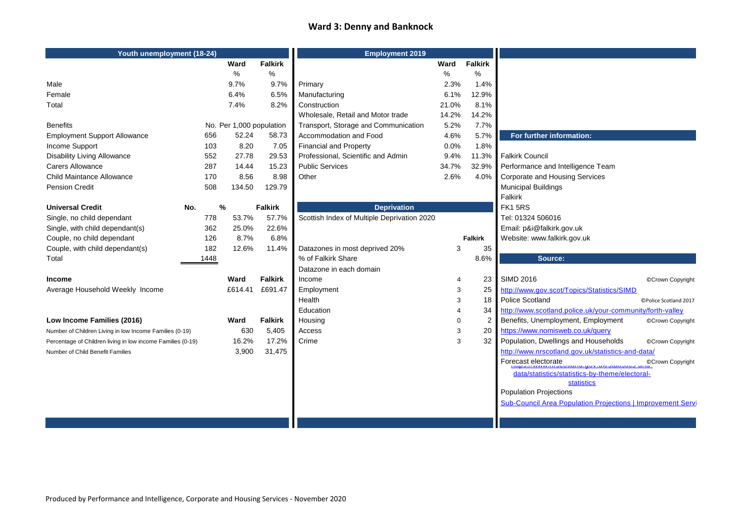# Ward 3: Denny and Banknock

## Youth unemployment (18-24)

| | Ward | Falkirk |
|---|---|---|
| | % | % |
| Male | 9.7% | 9.7% |
| Female | 6.4% | 6.5% |
| Total | 7.4% | 8.2% |

| Benefits | | No. Per 1,000 population | |
|---|---|---|---|
| Employment Support Allowance | 656 | 52.24 | 58.73 |
| Income Support | 103 | 8.20 | 7.05 |
| Disability Living Allowance | 552 | 27.78 | 29.53 |
| Carers Allowance | 287 | 14.44 | 15.23 |
| Child Maintance Allowance | 170 | 8.56 | 8.98 |
| Pension Credit | 508 | 134.50 | 129.79 |

| Universal Credit | No. | % | Falkirk |
|---|---|---|---|
| Single, no child dependant | 778 | 53.7% | 57.7% |
| Single, with child dependant(s) | 362 | 25.0% | 22.6% |
| Couple, no child dependant | 126 | 8.7% | 6.8% |
| Couple, with child dependant(s) | 182 | 12.6% | 11.4% |
| Total | 1448 | | |

| Income | Ward | Falkirk |
|---|---|---|
| Average Household Weekly Income | £614.41 | £691.47 |

| Low Income Families (2016) | Ward | Falkirk |
|---|---|---|
| Number of Children Living in low Income Families (0-19) | 630 | 5,405 |
| Percentage of Children living in low income Families (0-19) | 16.2% | 17.2% |
| Number of Child Benefit Families | 3,900 | 31,475 |

## Employment 2019

| | Ward | Falkirk |
|---|---|---|
| | % | % |
| Primary | 2.3% | 1.4% |
| Manufacturing | 6.1% | 12.9% |
| Construction | 21.0% | 8.1% |
| Wholesale, Retail and Motor trade | 14.2% | 14.2% |
| Transport, Storage and Communication | 5.2% | 7.7% |
| Accommodation and Food | 4.6% | 5.7% |
| Financial and Property | 0.0% | 1.8% |
| Professional, Scientific and Admin | 9.4% | 11.3% |
| Public Services | 34.7% | 32.9% |
| Other | 2.6% | 4.0% |

## Deprivation

Scottish Index of Multiple Deprivation 2020

| | Ward | Falkirk |
|---|---|---|
| Datazones in most deprived 20% | 3 | 35 |
| % of Falkirk Share | | 8.6% |
| Datazone in each domain | | |
| Income | 4 | 23 |
| Employment | 3 | 25 |
| Health | 3 | 18 |
| Education | 4 | 34 |
| Housing | 0 | 2 |
| Access | 3 | 20 |
| Crime | 3 | 32 |

## For further information:

Falkirk Council
Performance and Intelligence Team
Corporate and Housing Services
Municipal Buildings
Falkirk
FK1 5RS
Tel: 01324 506016
Email: p&i@falkirk.gov.uk
Website: www.falkirk.gov.uk

## Source:

SIMD 2016 ©Crown Copyright
http://www.gov.scot/Topics/Statistics/SIMD
Police Scotland ©Police Scotland 2017
http://www.scotland.police.uk/your-community/forth-valley
Benefits, Unemployment, Employment ©Crown Copyright
https://www.nomisweb.co.uk/query
Population, Dwellings and Households ©Crown Copyright
http://www.nrscotland.gov.uk/statistics-and-data/
Forecast electorate ©Crown Copyright
https://www.nrscotland.gov.uk/statistics-and-data/statistics/statistics-by-theme/electoral-statistics
Population Projections
Sub-Council Area Population Projections | Improvement Servi

Produced by Performance and Intelligence, Corporate and Housing Services - November 2020